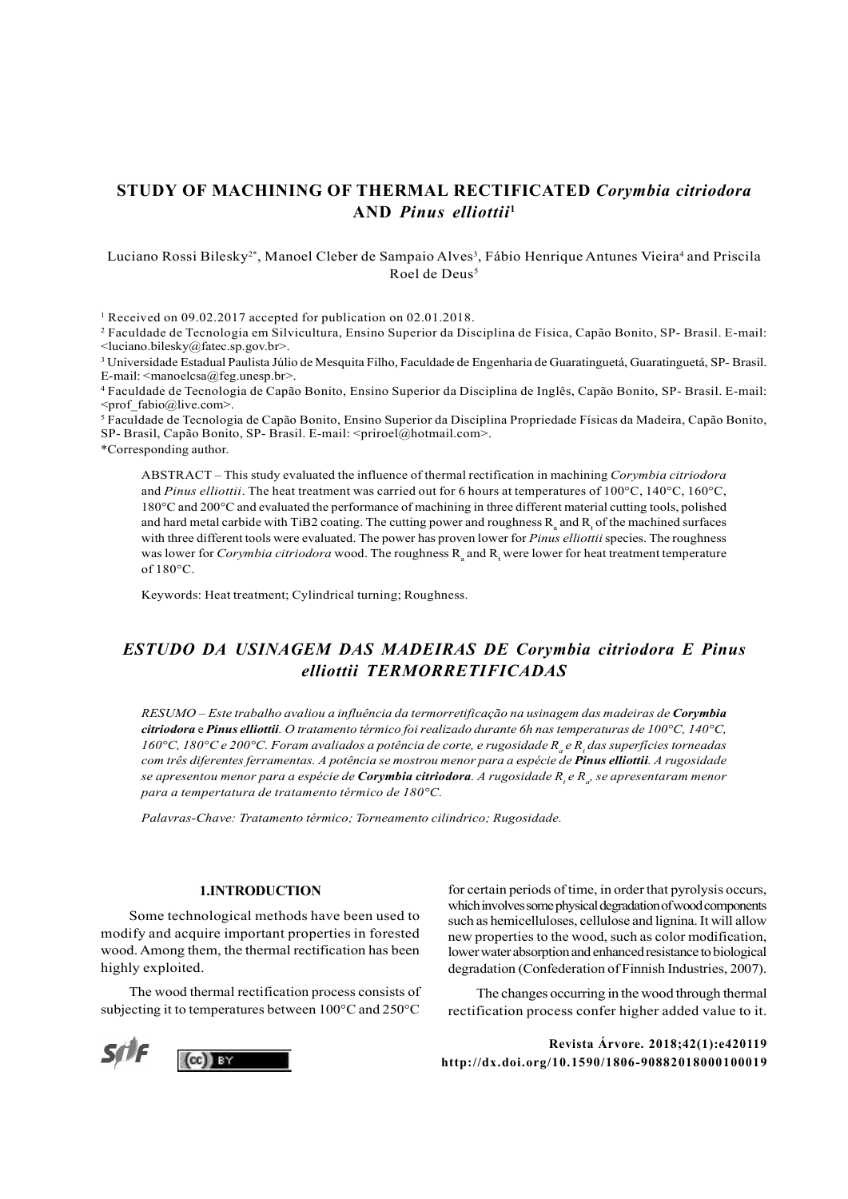# STUDY OF MACHINING OF THERMAL RECTIFICATED *Corymbia citriodora* AND *Pinus elliottii*[1]

Luciano Rossi Bilesky[2*], Manoel Cleber de Sampaio Alves[3], Fábio Henrique Antunes Vieira[4] and Priscila Roel de Deus[5]

[1] Received on 09.02.2017 accepted for publication on 02.01.2018.

[2] Faculdade de Tecnologia em Silvicultura, Ensino Superior da Disciplina de Física, Capão Bonito, SP- Brasil. E-mail: <luciano.bilesky@fatec.sp.gov.br>.

[3] Universidade Estadual Paulista Júlio de Mesquita Filho, Faculdade de Engenharia de Guaratinguetá, Guaratinguetá, SP- Brasil. E-mail: <manoelcsa@feg.unesp.br>.

[4] Faculdade de Tecnologia de Capão Bonito, Ensino Superior da Disciplina de Inglês, Capão Bonito, SP- Brasil. E-mail: <prof_fabio@live.com>.

[5] Faculdade de Tecnologia de Capão Bonito, Ensino Superior da Disciplina Propriedade Físicas da Madeira, Capão Bonito, SP- Brasil, Capão Bonito, SP- Brasil. E-mail: <priroel@hotmail.com>.

*Corresponding author.

ABSTRACT – This study evaluated the influence of thermal rectification in machining *Corymbia citriodora* and *Pinus elliottii*. The heat treatment was carried out for 6 hours at temperatures of 100°C, 140°C, 160°C, 180°C and 200°C and evaluated the performance of machining in three different material cutting tools, polished and hard metal carbide with TiB2 coating. The cutting power and roughness $R_a$ and $R_t$ of the machined surfaces with three different tools were evaluated. The power has proven lower for *Pinus elliottii* species. The roughness was lower for *Corymbia citriodora* wood. The roughness $R_a$ and $R_t$ were lower for heat treatment temperature of 180°C.

Keywords: Heat treatment; Cylindrical turning; Roughness.

## *ESTUDO DA USINAGEM DAS MADEIRAS DE Corymbia citriodora E Pinus elliottii TERMORRETIFICADAS*

*RESUMO – Este trabalho avaliou a influência da termorretificação na usinagem das madeiras de* ***Corymbia citriodora*** *e* ***Pinus elliottii****. O tratamento térmico foi realizado durante 6h nas temperaturas de 100°C, 140°C, 160°C, 180°C e 200°C. Foram avaliados a potência de corte, e rugosidade* $R_a$ *e* $R_t$ *das superfícies torneadas com três diferentes ferramentas. A potência se mostrou menor para a espécie de* ***Pinus elliottii****. A rugosidade se apresentou menor para a espécie de* ***Corymbia citriodora****. A rugosidade* $R_t$ *e* $R_a$*, se apresentaram menor para a tempertatura de tratamento térmico de 180°C.*

*Palavras-Chave: Tratamento térmico; Torneamento cilindrico; Rugosidade.*

## 1.INTRODUCTION

Some technological methods have been used to modify and acquire important properties in forested wood. Among them, the thermal rectification has been highly exploited.

The wood thermal rectification process consists of subjecting it to temperatures between 100°C and 250°C for certain periods of time, in order that pyrolysis occurs, which involves some physical degradation of wood components such as hemicelluloses, cellulose and lignina. It will allow new properties to the wood, such as color modification, lower water absorption and enhanced resistance to biological degradation (Confederation of Finnish Industries, 2007).

The changes occurring in the wood through thermal rectification process confer higher added value to it.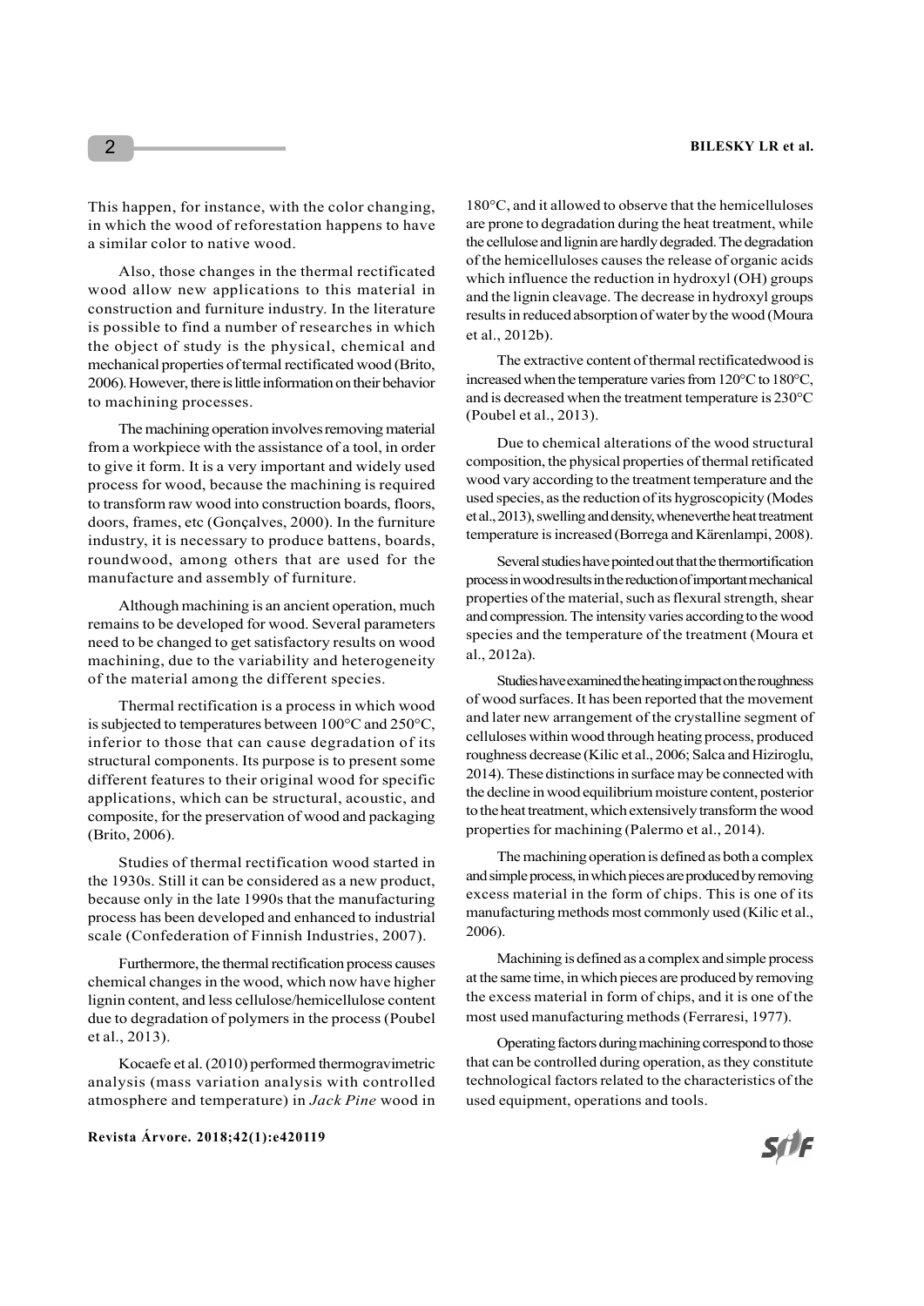This happen, for instance, with the color changing, in which the wood of reforestation happens to have a similar color to native wood.

Also, those changes in the thermal rectificated wood allow new applications to this material in construction and furniture industry. In the literature is possible to find a number of researches in which the object of study is the physical, chemical and mechanical properties of termal rectificated wood (Brito, 2006). However, there is little information on their behavior to machining processes.

The machining operation involves removing material from a workpiece with the assistance of a tool, in order to give it form. It is a very important and widely used process for wood, because the machining is required to transform raw wood into construction boards, floors, doors, frames, etc (Gonçalves, 2000). In the furniture industry, it is necessary to produce battens, boards, roundwood, among others that are used for the manufacture and assembly of furniture.

Although machining is an ancient operation, much remains to be developed for wood. Several parameters need to be changed to get satisfactory results on wood machining, due to the variability and heterogeneity of the material among the different species.

Thermal rectification is a process in which wood is subjected to temperatures between 100°C and 250°C, inferior to those that can cause degradation of its structural components. Its purpose is to present some different features to their original wood for specific applications, which can be structural, acoustic, and composite, for the preservation of wood and packaging (Brito, 2006).

Studies of thermal rectification wood started in the 1930s. Still it can be considered as a new product, because only in the late 1990s that the manufacturing process has been developed and enhanced to industrial scale (Confederation of Finnish Industries, 2007).

Furthermore, the thermal rectification process causes chemical changes in the wood, which now have higher lignin content, and less cellulose/hemicellulose content due to degradation of polymers in the process (Poubel et al., 2013).

Kocaefe et al. (2010) performed thermogravimetric analysis (mass variation analysis with controlled atmosphere and temperature) in *Jack Pine* wood in 180°C, and it allowed to observe that the hemicelluloses are prone to degradation during the heat treatment, while the cellulose and lignin are hardly degraded. The degradation of the hemicelluloses causes the release of organic acids which influence the reduction in hydroxyl (OH) groups and the lignin cleavage. The decrease in hydroxyl groups results in reduced absorption of water by the wood (Moura et al., 2012b).

The extractive content of thermal rectificatedwood is increased when the temperature varies from 120°C to 180°C, and is decreased when the treatment temperature is 230°C (Poubel et al., 2013).

Due to chemical alterations of the wood structural composition, the physical properties of thermal retificated wood vary according to the treatment temperature and the used species, as the reduction of its hygroscopicity (Modes et al., 2013), swelling and density, wheneverthe heat treatment temperature is increased (Borrega and Kärenlampi, 2008).

Several studies have pointed out that the thermortification process in wood results in the reduction of important mechanical properties of the material, such as flexural strength, shear and compression. The intensity varies according to the wood species and the temperature of the treatment (Moura et al., 2012a).

Studies have examined the heating impact on the roughness of wood surfaces. It has been reported that the movement and later new arrangement of the crystalline segment of celluloses within wood through heating process, produced roughness decrease (Kilic et al., 2006; Salca and Hiziroglu, 2014). These distinctions in surface may be connected with the decline in wood equilibrium moisture content, posterior to the heat treatment, which extensively transform the wood properties for machining (Palermo et al., 2014).

The machining operation is defined as both a complex and simple process, in which pieces are produced by removing excess material in the form of chips. This is one of its manufacturing methods most commonly used (Kilic et al., 2006).

Machining is defined as a complex and simple process at the same time, in which pieces are produced by removing the excess material in form of chips, and it is one of the most used manufacturing methods (Ferraresi, 1977).

Operating factors during machining correspond to those that can be controlled during operation, as they constitute technological factors related to the characteristics of the used equipment, operations and tools.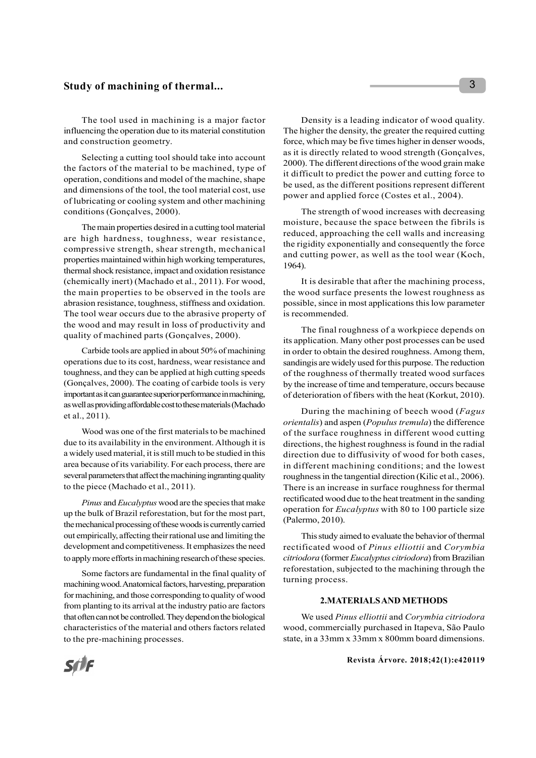The tool used in machining is a major factor influencing the operation due to its material constitution and construction geometry.

Selecting a cutting tool should take into account the factors of the material to be machined, type of operation, conditions and model of the machine, shape and dimensions of the tool, the tool material cost, use of lubricating or cooling system and other machining conditions (Gonçalves, 2000).

The main properties desired in a cutting tool material are high hardness, toughness, wear resistance, compressive strength, shear strength, mechanical properties maintained within high working temperatures, thermal shock resistance, impact and oxidation resistance (chemically inert) (Machado et al., 2011). For wood, the main properties to be observed in the tools are abrasion resistance, toughness, stiffness and oxidation. The tool wear occurs due to the abrasive property of the wood and may result in loss of productivity and quality of machined parts (Gonçalves, 2000).

Carbide tools are applied in about 50% of machining operations due to its cost, hardness, wear resistance and toughness, and they can be applied at high cutting speeds (Gonçalves, 2000). The coating of carbide tools is very important as it can guarantee superior performance in machining, as well as providing affordable cost to these materials (Machado et al., 2011).

Wood was one of the first materials to be machined due to its availability in the environment. Although it is a widely used material, it is still much to be studied in this area because of its variability. For each process, there are several parameters that affect the machining ingranting quality to the piece (Machado et al., 2011).

*Pinus* and *Eucalyptus* wood are the species that make up the bulk of Brazil reforestation, but for the most part, the mechanical processing of these woods is currently carried out empirically, affecting their rational use and limiting the development and competitiveness. It emphasizes the need to apply more efforts in machining research of these species.

Some factors are fundamental in the final quality of machining wood. Anatomical factors, harvesting, preparation for machining, and those corresponding to quality of wood from planting to its arrival at the industry patio are factors that often can not be controlled. They depend on the biological characteristics of the material and others factors related to the pre-machining processes.

Density is a leading indicator of wood quality. The higher the density, the greater the required cutting force, which may be five times higher in denser woods, as it is directly related to wood strength (Gonçalves, 2000). The different directions of the wood grain make it difficult to predict the power and cutting force to be used, as the different positions represent different power and applied force (Costes et al., 2004).

The strength of wood increases with decreasing moisture, because the space between the fibrils is reduced, approaching the cell walls and increasing the rigidity exponentially and consequently the force and cutting power, as well as the tool wear (Koch, 1964).

It is desirable that after the machining process, the wood surface presents the lowest roughness as possible, since in most applications this low parameter is recommended.

The final roughness of a workpiece depends on its application. Many other post processes can be used in order to obtain the desired roughness. Among them, sandingis are widely used for this purpose. The reduction of the roughness of thermally treated wood surfaces by the increase of time and temperature, occurs because of deterioration of fibers with the heat (Korkut, 2010).

During the machining of beech wood (*Fagus orientalis*) and aspen (*Populus tremula*) the difference of the surface roughness in different wood cutting directions, the highest roughness is found in the radial direction due to diffusivity of wood for both cases, in different machining conditions; and the lowest roughness in the tangential direction (Kilic et al., 2006). There is an increase in surface roughness for thermal rectificated wood due to the heat treatment in the sanding operation for *Eucalyptus* with 80 to 100 particle size (Palermo, 2010).

This study aimed to evaluate the behavior of thermal rectificated wood of *Pinus elliottii* and *Corymbia citriodora* (former *Eucalyptus citriodora*) from Brazilian reforestation, subjected to the machining through the turning process.

## 2. MATERIALS AND METHODS

We used *Pinus elliottii* and *Corymbia citriodora* wood, commercially purchased in Itapeva, São Paulo state, in a 33mm x 33mm x 800mm board dimensions.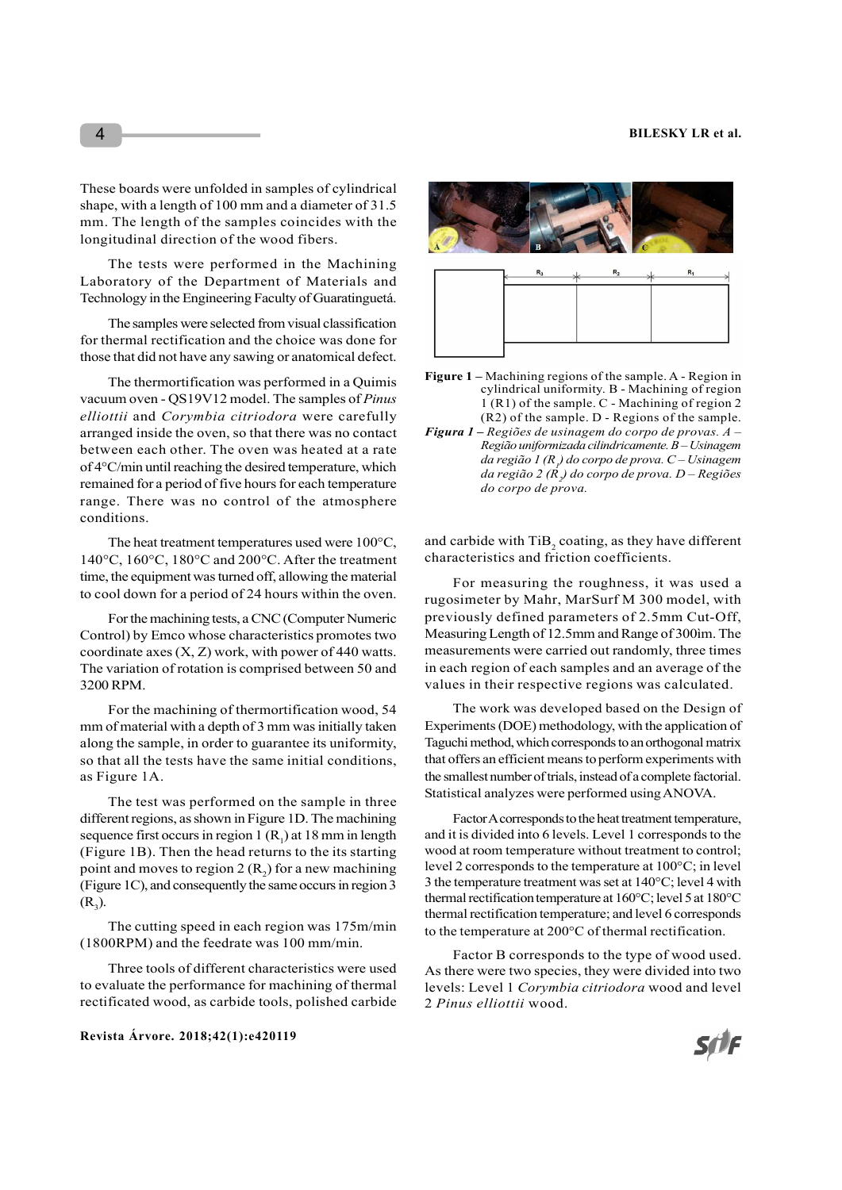These boards were unfolded in samples of cylindrical shape, with a length of 100 mm and a diameter of 31.5 mm. The length of the samples coincides with the longitudinal direction of the wood fibers.

The tests were performed in the Machining Laboratory of the Department of Materials and Technology in the Engineering Faculty of Guaratinguetá.

The samples were selected from visual classification for thermal rectification and the choice was done for those that did not have any sawing or anatomical defect.

The thermortification was performed in a Quimis vacuum oven - QS19V12 model. The samples of *Pinus elliottii* and *Corymbia citriodora* were carefully arranged inside the oven, so that there was no contact between each other. The oven was heated at a rate of 4°C/min until reaching the desired temperature, which remained for a period of five hours for each temperature range. There was no control of the atmosphere conditions.

The heat treatment temperatures used were 100°C, 140°C, 160°C, 180°C and 200°C. After the treatment time, the equipment was turned off, allowing the material to cool down for a period of 24 hours within the oven.

For the machining tests, a CNC (Computer Numeric Control) by Emco whose characteristics promotes two coordinate axes (X, Z) work, with power of 440 watts. The variation of rotation is comprised between 50 and 3200 RPM.

For the machining of thermortification wood, 54 mm of material with a depth of 3 mm was initially taken along the sample, in order to guarantee its uniformity, so that all the tests have the same initial conditions, as Figure 1A.

The test was performed on the sample in three different regions, as shown in Figure 1D. The machining sequence first occurs in region 1 ($R_1$) at 18 mm in length (Figure 1B). Then the head returns to the its starting point and moves to region 2 ($R_2$) for a new machining (Figure 1C), and consequently the same occurs in region 3 ($R_3$).

The cutting speed in each region was 175m/min (1800RPM) and the feedrate was 100 mm/min.

Three tools of different characteristics were used to evaluate the performance for machining of thermal rectificated wood, as carbide tools, polished carbide and carbide with $TiB_2$ coating, as they have different characteristics and friction coefficients.

**Figure 1** – Machining regions of the sample. A - Region in cylindrical uniformity. B - Machining of region 1 (R1) of the sample. C - Machining of region 2 (R2) of the sample. D - Regions of the sample.

***Figura 1** – Regiões de usinagem do corpo de provas. A – Região uniformizada cilindricamente. B – Usinagem da região 1 ($R_1$) do corpo de prova. C – Usinagem da região 2 ($R_2$) do corpo de prova. D – Regiões do corpo de prova.*

For measuring the roughness, it was used a rugosimeter by Mahr, MarSurf M 300 model, with previously defined parameters of 2.5mm Cut-Off, Measuring Length of 12.5mm and Range of 300im. The measurements were carried out randomly, three times in each region of each samples and an average of the values in their respective regions was calculated.

The work was developed based on the Design of Experiments (DOE) methodology, with the application of Taguchi method, which corresponds to an orthogonal matrix that offers an efficient means to perform experiments with the smallest number of trials, instead of a complete factorial. Statistical analyzes were performed using ANOVA.

Factor A corresponds to the heat treatment temperature, and it is divided into 6 levels. Level 1 corresponds to the wood at room temperature without treatment to control; level 2 corresponds to the temperature at 100°C; in level 3 the temperature treatment was set at 140°C; level 4 with thermal rectification temperature at 160°C; level 5 at 180°C thermal rectification temperature; and level 6 corresponds to the temperature at 200°C of thermal rectification.

Factor B corresponds to the type of wood used. As there were two species, they were divided into two levels: Level 1 *Corymbia citriodora* wood and level 2 *Pinus elliottii* wood.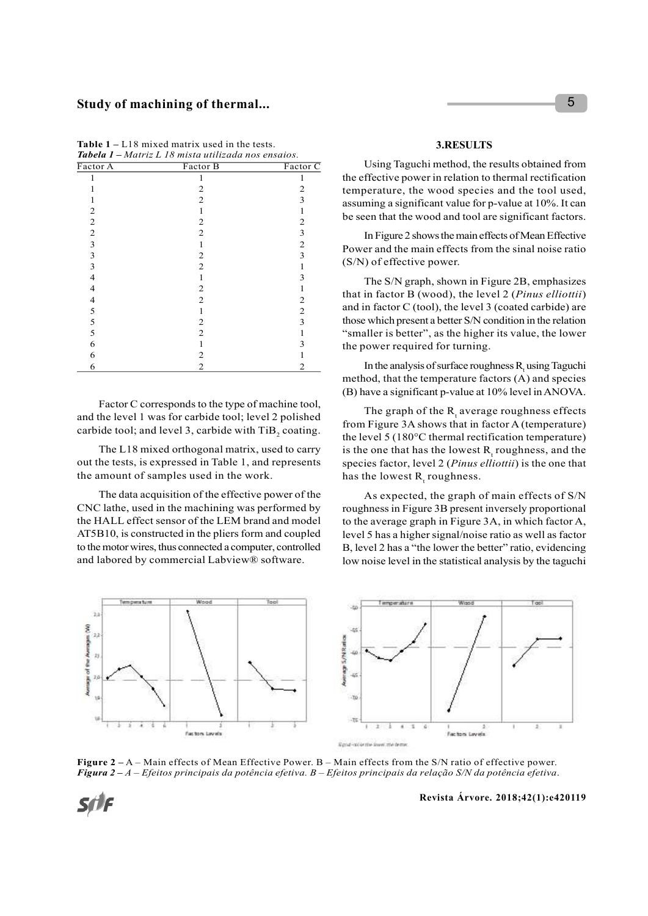**Table 1** – L18 mixed matrix used in the tests.
***Tabela 1** – Matriz L 18 mista utilizada nos ensaios.*

| Factor A | Factor B | Factor C |
|---|---|---|
| 1 | 1 | 1 |
| 1 | 2 | 2 |
| 1 | 2 | 3 |
| 2 | 1 | 1 |
| 2 | 2 | 2 |
| 2 | 2 | 3 |
| 3 | 1 | 2 |
| 3 | 2 | 3 |
| 3 | 2 | 1 |
| 4 | 1 | 3 |
| 4 | 2 | 1 |
| 4 | 2 | 2 |
| 5 | 1 | 2 |
| 5 | 2 | 3 |
| 5 | 2 | 1 |
| 6 | 1 | 3 |
| 6 | 2 | 1 |
| 6 | 2 | 2 |

Factor C corresponds to the type of machine tool, and the level 1 was for carbide tool; level 2 polished carbide tool; and level 3, carbide with $TiB_2$ coating.

The L18 mixed orthogonal matrix, used to carry out the tests, is expressed in Table 1, and represents the amount of samples used in the work.

The data acquisition of the effective power of the CNC lathe, used in the machining was performed by the HALL effect sensor of the LEM brand and model AT5B10, is constructed in the pliers form and coupled to the motor wires, thus connected a computer, controlled and labored by commercial Labview® software.

## 3. RESULTS

Using Taguchi method, the results obtained from the effective power in relation to thermal rectification temperature, the wood species and the tool used, assuming a significant value for p-value at 10%. It can be seen that the wood and tool are significant factors.

In Figure 2 shows the main effects of Mean Effective Power and the main effects from the sinal noise ratio (S/N) of effective power.

The S/N graph, shown in Figure 2B, emphasizes that in factor B (wood), the level 2 (*Pinus elliottii*) and in factor C (tool), the level 3 (coated carbide) are those which present a better S/N condition in the relation "smaller is better", as the higher its value, the lower the power required for turning.

In the analysis of surface roughness $R_t$ using Taguchi method, that the temperature factors (A) and species (B) have a significant p-value at 10% level in ANOVA.

The graph of the $R_t$ average roughness effects from Figure 3A shows that in factor A (temperature) the level 5 (180°C thermal rectification temperature) is the one that has the lowest $R_t$ roughness, and the species factor, level 2 (*Pinus elliottii*) is the one that has the lowest $R_t$ roughness.

As expected, the graph of main effects of S/N roughness in Figure 3B present inversely proportional to the average graph in Figure 3A, in which factor A, level 5 has a higher signal/noise ratio as well as factor B, level 2 has a "the lower the better" ratio, evidencing low noise level in the statistical analysis by the taguchi

**Figure 2** – A – Main effects of Mean Effective Power. B – Main effects from the S/N ratio of effective power.
***Figura 2** – A – Efeitos principais da potência efetiva. B – Efeitos principais da relação S/N da potência efetiva.*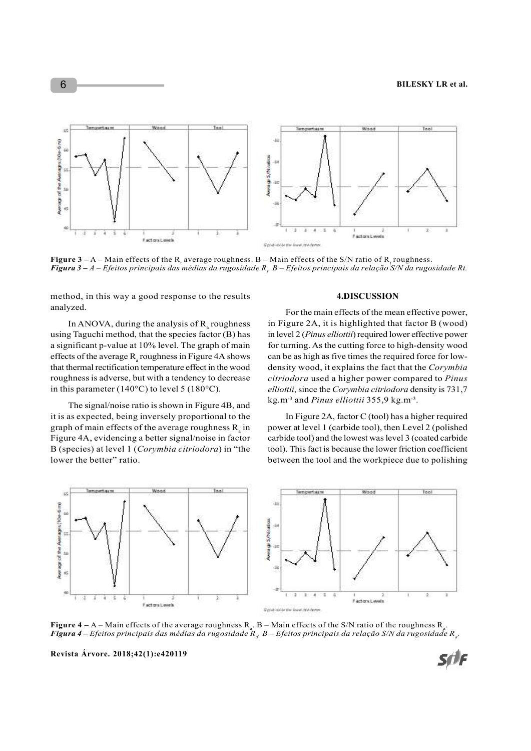**Figure 3 –** A – Main effects of the $R_t$ average roughness. B – Main effects of the S/N ratio of $R_t$ roughness.
***Figura 3** – A – Efeitos principais das médias da rugosidade $R_t$. B – Efeitos principais da relação S/N da rugosidade Rt.*

method, in this way a good response to the results analyzed.

In ANOVA, during the analysis of $R_a$ roughness using Taguchi method, that the species factor (B) has a significant p-value at 10% level. The graph of main effects of the average $R_a$ roughness in Figure 4A shows that thermal rectification temperature effect in the wood roughness is adverse, but with a tendency to decrease in this parameter (140°C) to level 5 (180°C).

The signal/noise ratio is shown in Figure 4B, and it is as expected, being inversely proportional to the graph of main effects of the average roughness $R_a$ in Figure 4A, evidencing a better signal/noise in factor B (species) at level 1 (*Corymbia citriodora*) in "the lower the better" ratio.

## 4.DISCUSSION

For the main effects of the mean effective power, in Figure 2A, it is highlighted that factor B (wood) in level 2 (*Pinus elliottii*) required lower effective power for turning. As the cutting force to high-density wood can be as high as five times the required force for low-density wood, it explains the fact that the *Corymbia citriodora* used a higher power compared to *Pinus elliottii*, since the *Corymbia citriodora* density is 731,7 kg.m$^{-3}$ and *Pinus elliottii* 355,9 kg.m$^{-3}$.

In Figure 2A, factor C (tool) has a higher required power at level 1 (carbide tool), then Level 2 (polished carbide tool) and the lowest was level 3 (coated carbide tool). This fact is because the lower friction coefficient between the tool and the workpiece due to polishing

**Figure 4 –** A – Main effects of the average roughness $R_a$. B – Main effects of the S/N ratio of the roughness $R_a$.
***Figura 4** – Efeitos principais das médias da rugosidade $R_a$. B – Efeitos principais da relação S/N da rugosidade $R_a$.*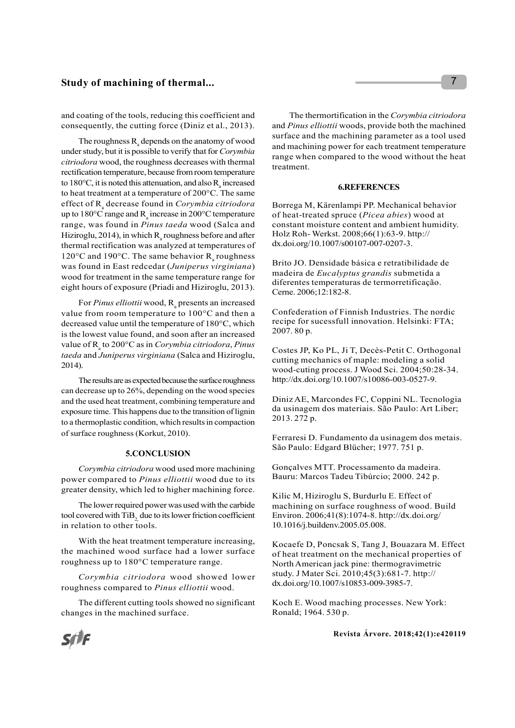and coating of the tools, reducing this coefficient and consequently, the cutting force (Diniz et al., 2013).

The roughness $R_a$ depends on the anatomy of wood under study, but it is possible to verify that for *Corymbia citriodora* wood, the roughness decreases with thermal rectification temperature, because from room temperature to 180°C, it is noted this attenuation, and also $R_a$ increased to heat treatment at a temperature of 200°C. The same effect of $R_a$ decrease found in *Corymbia citriodora* up to 180°C range and $R_a$ increase in 200°C temperature range, was found in *Pinus taeda* wood (Salca and Hiziroglu, 2014), in which $R_a$ roughness before and after thermal rectification was analyzed at temperatures of 120°C and 190°C. The same behavior $R_a$ roughness was found in East redcedar (*Juniperus virginiana*) wood for treatment in the same temperature range for eight hours of exposure (Priadi and Hiziroglu, 2013).

For *Pinus elliottii* wood, $R_a$ presents an increased value from room temperature to 100°C and then a decreased value until the temperature of 180°C, which is the lowest value found, and soon after an increased value of $R_a$ to 200°C as in *Corymbia citriodora*, *Pinus taeda* and *Juniperus virginiana* (Salca and Hiziroglu, 2014).

The results are as expected because the surface roughness can decrease up to 26%, depending on the wood species and the used heat treatment, combining temperature and exposure time. This happens due to the transition of lignin to a thermoplastic condition, which results in compaction of surface roughness (Korkut, 2010).

## 5.CONCLUSION

*Corymbia citriodora* wood used more machining power compared to *Pinus elliottii* wood due to its greater density, which led to higher machining force.

The lower required power was used with the carbide tool covered with $TiB_2$, due to its lower friction coefficient in relation to other tools.

With the heat treatment temperature increasing, the machined wood surface had a lower surface roughness up to 180°C temperature range.

*Corymbia citriodora* wood showed lower roughness compared to *Pinus elliottii* wood.

The different cutting tools showed no significant changes in the machined surface.

The thermortification in the *Corymbia citriodora* and *Pinus elliottii* woods, provide both the machined surface and the machining parameter as a tool used and machining power for each treatment temperature range when compared to the wood without the heat treatment.

## 6.REFERENCES

Borrega M, Kärenlampi PP. Mechanical behavior of heat-treated spruce (*Picea abies*) wood at constant moisture content and ambient humidity. Holz Roh- Werkst. 2008;66(1):63-9. http://dx.doi.org/10.1007/s00107-007-0207-3.

Brito JO. Densidade básica e retratibilidade de madeira de *Eucalyptus grandis* submetida a diferentes temperaturas de termorretificação. Cerne. 2006;12:182-8.

Confederation of Finnish Industries. The nordic recipe for sucessfull innovation. Helsinki: FTA; 2007. 80 p.

Costes JP, Ko PL, Ji T, Decès-Petit C. Orthogonal cutting mechanics of maple: modeling a solid wood-cuting process. J Wood Sci. 2004;50:28-34. http://dx.doi.org/10.1007/s10086-003-0527-9.

Diniz AE, Marcondes FC, Coppini NL. Tecnologia da usinagem dos materiais. São Paulo: Art Liber; 2013. 272 p.

Ferraresi D. Fundamento da usinagem dos metais. São Paulo: Edgard Blücher; 1977. 751 p.

Gonçalves MTT. Processamento da madeira. Bauru: Marcos Tadeu Tibúrcio; 2000. 242 p.

Kilic M, Hiziroglu S, Burdurlu E. Effect of machining on surface roughness of wood. Build Environ. 2006;41(8):1074-8. http://dx.doi.org/10.1016/j.buildenv.2005.05.008.

Kocaefe D, Poncsak S, Tang J, Bouazara M. Effect of heat treatment on the mechanical properties of North American jack pine: thermogravimetric study. J Mater Sci. 2010;45(3):681-7. http://dx.doi.org/10.1007/s10853-009-3985-7.

Koch E. Wood maching processes. New York: Ronald; 1964. 530 p.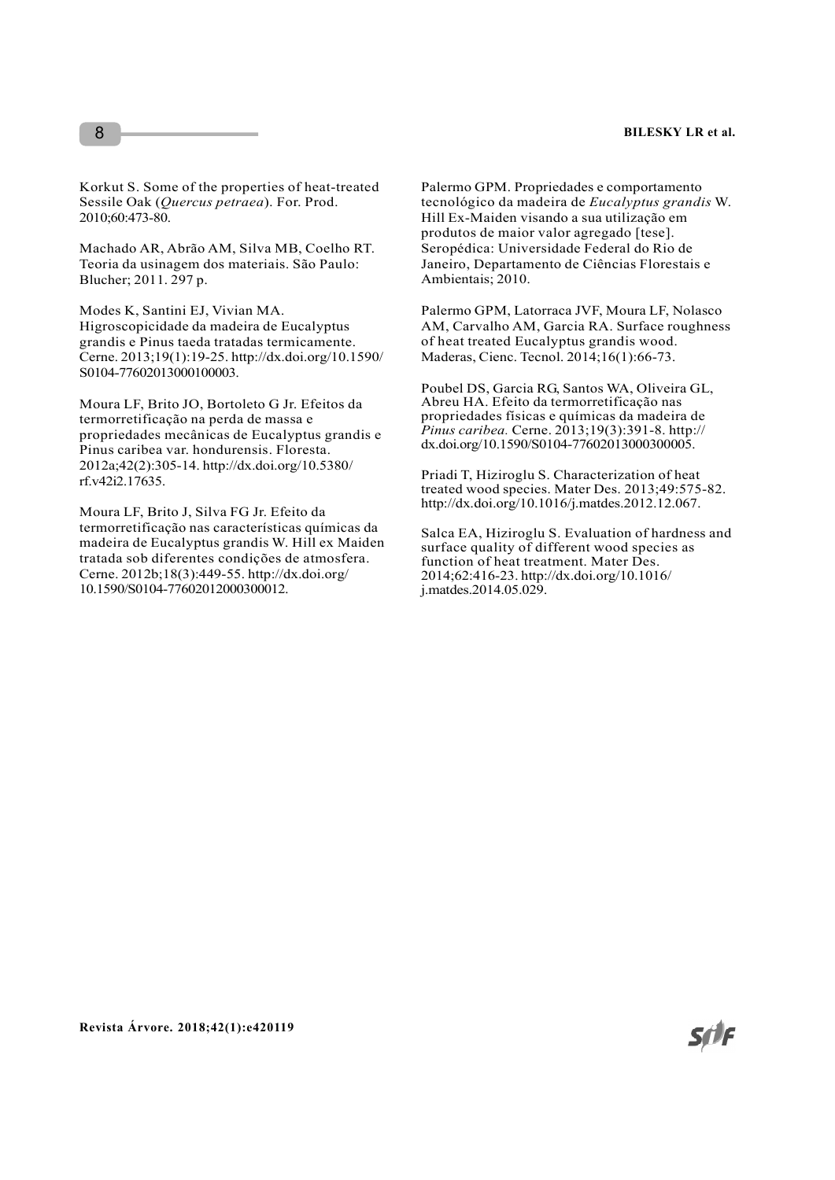Korkut S. Some of the properties of heat-treated Sessile Oak (*Quercus petraea*). For. Prod. 2010;60:473-80.

Machado AR, Abrão AM, Silva MB, Coelho RT. Teoria da usinagem dos materiais. São Paulo: Blucher; 2011. 297 p.

Modes K, Santini EJ, Vivian MA. Higroscopicidade da madeira de Eucalyptus grandis e Pinus taeda tratadas termicamente. Cerne. 2013;19(1):19-25. http://dx.doi.org/10.1590/S0104-77602013000100003.

Moura LF, Brito JO, Bortoleto G Jr. Efeitos da termorretificação na perda de massa e propriedades mecânicas de Eucalyptus grandis e Pinus caribea var. hondurensis. Floresta. 2012a;42(2):305-14. http://dx.doi.org/10.5380/rf.v42i2.17635.

Moura LF, Brito J, Silva FG Jr. Efeito da termorretificação nas características químicas da madeira de Eucalyptus grandis W. Hill ex Maiden tratada sob diferentes condições de atmosfera. Cerne. 2012b;18(3):449-55. http://dx.doi.org/10.1590/S0104-77602012000300012.

Palermo GPM. Propriedades e comportamento tecnológico da madeira de *Eucalyptus grandis* W. Hill Ex-Maiden visando a sua utilização em produtos de maior valor agregado [tese]. Seropédica: Universidade Federal do Rio de Janeiro, Departamento de Ciências Florestais e Ambientais; 2010.

Palermo GPM, Latorraca JVF, Moura LF, Nolasco AM, Carvalho AM, Garcia RA. Surface roughness of heat treated Eucalyptus grandis wood. Maderas, Cienc. Tecnol. 2014;16(1):66-73.

Poubel DS, Garcia RG, Santos WA, Oliveira GL, Abreu HA. Efeito da termorretificação nas propriedades físicas e químicas da madeira de *Pinus caribea.* Cerne. 2013;19(3):391-8. http://dx.doi.org/10.1590/S0104-77602013000300005.

Priadi T, Hiziroglu S. Characterization of heat treated wood species. Mater Des. 2013;49:575-82. http://dx.doi.org/10.1016/j.matdes.2012.12.067.

Salca EA, Hiziroglu S. Evaluation of hardness and surface quality of different wood species as function of heat treatment. Mater Des. 2014;62:416-23. http://dx.doi.org/10.1016/j.matdes.2014.05.029.